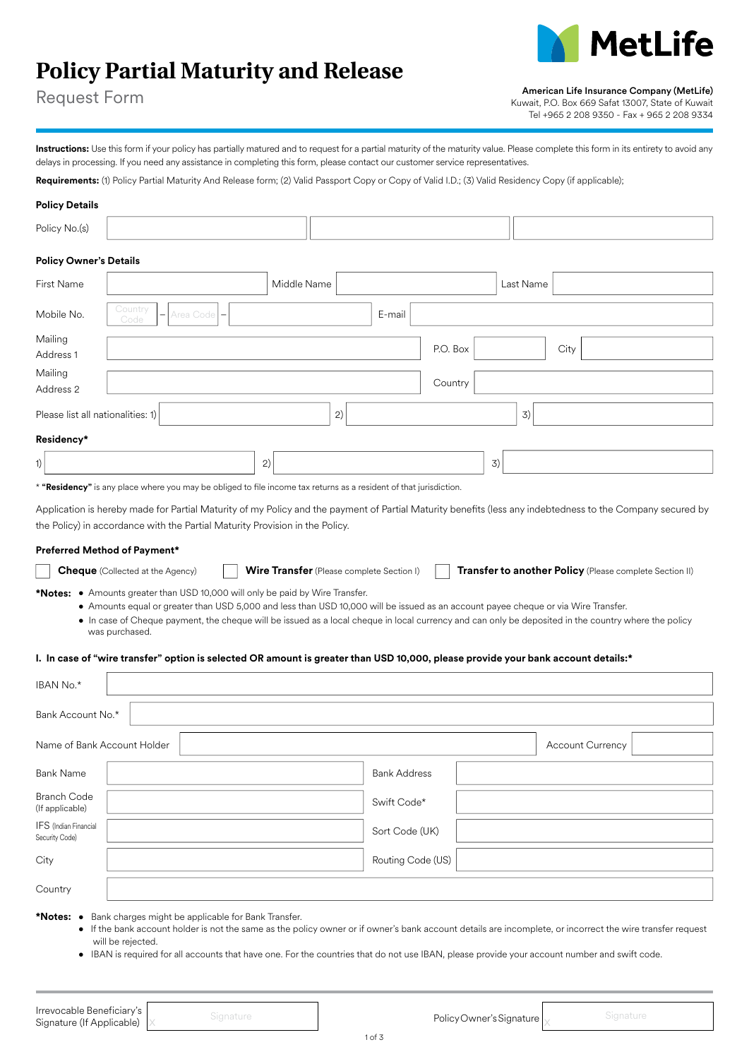# Policy Partial Maturity and Release

Request Form

MetLife

**American Life Insurance Company (MetLife)**
Kuwait, P.O. Box 669 Safat 13007, State of Kuwait
Tel +965 2 208 9350 - Fax + 965 2 208 9334

**Instructions:** Use this form if your policy has partially matured and to request for a partial maturity of the maturity value. Please complete this form in its entirety to avoid any delays in processing. If you need any assistance in completing this form, please contact our customer service representatives.

**Requirements:** (1) Policy Partial Maturity And Release form; (2) Valid Passport Copy or Copy of Valid I.D.; (3) Valid Residency Copy (if applicable);

**Policy Details**

Policy No.(s) ____________ ____________ ____________

**Policy Owner's Details**

First Name ____________ Middle Name ____________ Last Name ____________

Mobile No. Country Code – Area Code – ____________ E-mail ____________

Mailing Address 1 ____________ P.O. Box ____________ City ____________

Mailing Address 2 ____________ Country ____________

Please list all nationalities: 1) ____________ 2) ____________ 3) ____________

**Residency***

1) ____________ 2) ____________ 3) ____________

* **"Residency"** is any place where you may be obliged to file income tax returns as a resident of that jurisdiction.

Application is hereby made for Partial Maturity of my Policy and the payment of Partial Maturity benefits (less any indebtedness to the Company secured by the Policy) in accordance with the Partial Maturity Provision in the Policy.

**Preferred Method of Payment***

☐ **Cheque** (Collected at the Agency) ☐ **Wire Transfer** (Please complete Section I) ☐ **Transfer to another Policy** (Please complete Section II)

***Notes:**

- Amounts greater than USD 10,000 will only be paid by Wire Transfer.
- Amounts equal or greater than USD 5,000 and less than USD 10,000 will be issued as an account payee cheque or via Wire Transfer.
- In case of Cheque payment, the cheque will be issued as a local cheque in local currency and can only be deposited in the country where the policy was purchased.

**I. In case of "wire transfer" option is selected OR amount is greater than USD 10,000, please provide your bank account details:***

IBAN No.* ____________

Bank Account No.* ____________

Name of Bank Account Holder ____________ Account Currency ____________

Bank Name ____________ Bank Address ____________

Branch Code (If applicable) ____________ Swift Code* ____________

IFS (Indian Financial Security Code) ____________ Sort Code (UK) ____________

City ____________ Routing Code (US) ____________

Country ____________

***Notes:**

- Bank charges might be applicable for Bank Transfer.
- If the bank account holder is not the same as the policy owner or if owner's bank account details are incomplete, or incorrect the wire transfer request will be rejected.
- IBAN is required for all accounts that have one. For the countries that do not use IBAN, please provide your account number and swift code.

Irrevocable Beneficiary's Signature (If Applicable) X Signature Policy Owner's Signature X Signature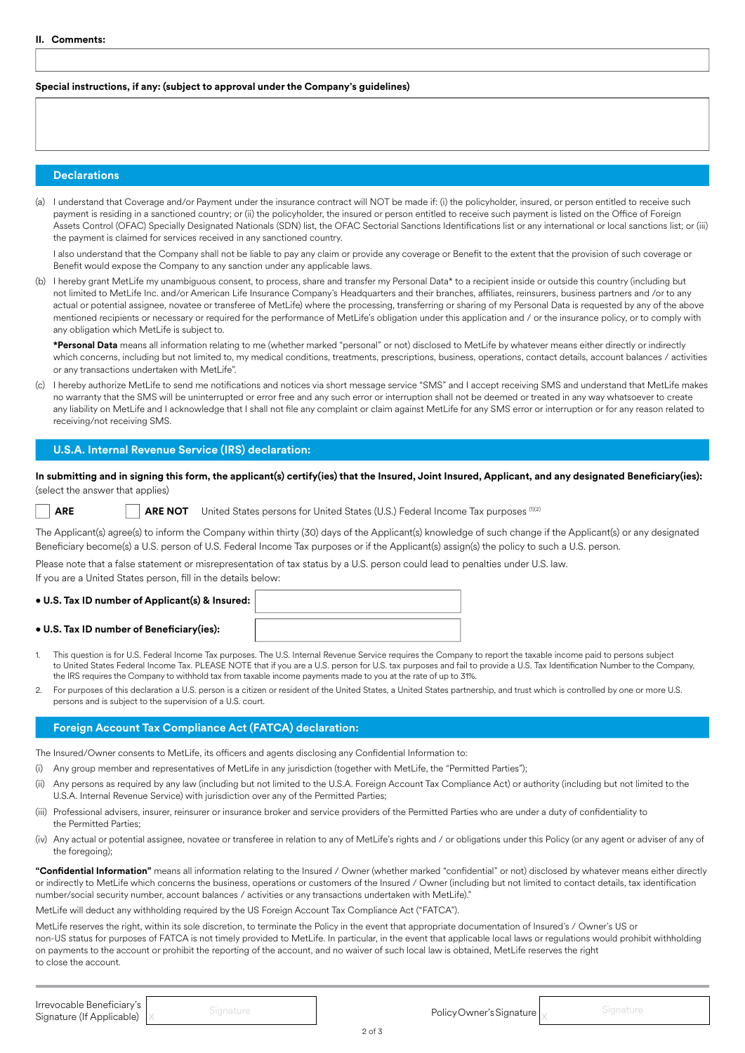**II. Comments:**

**Special instructions, if any: (subject to approval under the Company's guidelines)**

## Declarations

(a) I understand that Coverage and/or Payment under the insurance contract will NOT be made if: (i) the policyholder, insured, or person entitled to receive such payment is residing in a sanctioned country; or (ii) the policyholder, the insured or person entitled to receive such payment is listed on the Office of Foreign Assets Control (OFAC) Specially Designated Nationals (SDN) list, the OFAC Sectorial Sanctions Identifications list or any international or local sanctions list; or (iii) the payment is claimed for services received in any sanctioned country.

I also understand that the Company shall not be liable to pay any claim or provide any coverage or Benefit to the extent that the provision of such coverage or Benefit would expose the Company to any sanction under any applicable laws.

(b) I hereby grant MetLife my unambiguous consent, to process, share and transfer my Personal Data* to a recipient inside or outside this country (including but not limited to MetLife Inc. and/or American Life Insurance Company's Headquarters and their branches, affiliates, reinsurers, business partners and /or to any actual or potential assignee, novatee or transferee of MetLife) where the processing, transferring or sharing of my Personal Data is requested by any of the above mentioned recipients or necessary or required for the performance of MetLife's obligation under this application and / or the insurance policy, or to comply with any obligation which MetLife is subject to.

**\*Personal Data** means all information relating to me (whether marked "personal" or not) disclosed to MetLife by whatever means either directly or indirectly which concerns, including but not limited to, my medical conditions, treatments, prescriptions, business, operations, contact details, account balances / activities or any transactions undertaken with MetLife".

(c) I hereby authorize MetLife to send me notifications and notices via short message service "SMS" and I accept receiving SMS and understand that MetLife makes no warranty that the SMS will be uninterrupted or error free and any such error or interruption shall not be deemed or treated in any way whatsoever to create any liability on MetLife and I acknowledge that I shall not file any complaint or claim against MetLife for any SMS error or interruption or for any reason related to receiving/not receiving SMS.

## U.S.A. Internal Revenue Service (IRS) declaration:

**In submitting and in signing this form, the applicant(s) certify(ies) that the Insured, Joint Insured, Applicant, and any designated Beneficiary(ies):** (select the answer that applies)

☐ **ARE** ☐ **ARE NOT** United States persons for United States (U.S.) Federal Income Tax purposes [(1)(2)]

The Applicant(s) agree(s) to inform the Company within thirty (30) days of the Applicant(s) knowledge of such change if the Applicant(s) or any designated Beneficiary become(s) a U.S. person of U.S. Federal Income Tax purposes or if the Applicant(s) assign(s) the policy to such a U.S. person.

Please note that a false statement or misrepresentation of tax status by a U.S. person could lead to penalties under U.S. law.
If you are a United States person, fill in the details below:

- **U.S. Tax ID number of Applicant(s) & Insured:** ____________
- **U.S. Tax ID number of Beneficiary(ies):** ____________

1. This question is for U.S. Federal Income Tax purposes. The U.S. Internal Revenue Service requires the Company to report the taxable income paid to persons subject to United States Federal Income Tax. PLEASE NOTE that if you are a U.S. person for U.S. tax purposes and fail to provide a U.S. Tax Identification Number to the Company, the IRS requires the Company to withhold tax from taxable income payments made to you at the rate of up to 31%.
2. For purposes of this declaration a U.S. person is a citizen or resident of the United States, a United States partnership, and trust which is controlled by one or more U.S. persons and is subject to the supervision of a U.S. court.

## Foreign Account Tax Compliance Act (FATCA) declaration:

The Insured/Owner consents to MetLife, its officers and agents disclosing any Confidential Information to:

(i) Any group member and representatives of MetLife in any jurisdiction (together with MetLife, the "Permitted Parties");

(ii) Any persons as required by any law (including but not limited to the U.S.A. Foreign Account Tax Compliance Act) or authority (including but not limited to the U.S.A. Internal Revenue Service) with jurisdiction over any of the Permitted Parties;

(iii) Professional advisers, insurer, reinsurer or insurance broker and service providers of the Permitted Parties who are under a duty of confidentiality to the Permitted Parties;

(iv) Any actual or potential assignee, novatee or transferee in relation to any of MetLife's rights and / or obligations under this Policy (or any agent or adviser of any of the foregoing);

**"Confidential Information"** means all information relating to the Insured / Owner (whether marked "confidential" or not) disclosed by whatever means either directly or indirectly to MetLife which concerns the business, operations or customers of the Insured / Owner (including but not limited to contact details, tax identification number/social security number, account balances / activities or any transactions undertaken with MetLife)."

MetLife will deduct any withholding required by the US Foreign Account Tax Compliance Act ("FATCA").

MetLife reserves the right, within its sole discretion, to terminate the Policy in the event that appropriate documentation of Insured's / Owner's US or non-US status for purposes of FATCA is not timely provided to MetLife. In particular, in the event that applicable local laws or regulations would prohibit withholding on payments to the account or prohibit the reporting of the account, and no waiver of such local law is obtained, MetLife reserves the right to close the account.

Irrevocable Beneficiary's Signature (If Applicable) X ____________ Signature

Policy Owner's Signature X ____________ Signature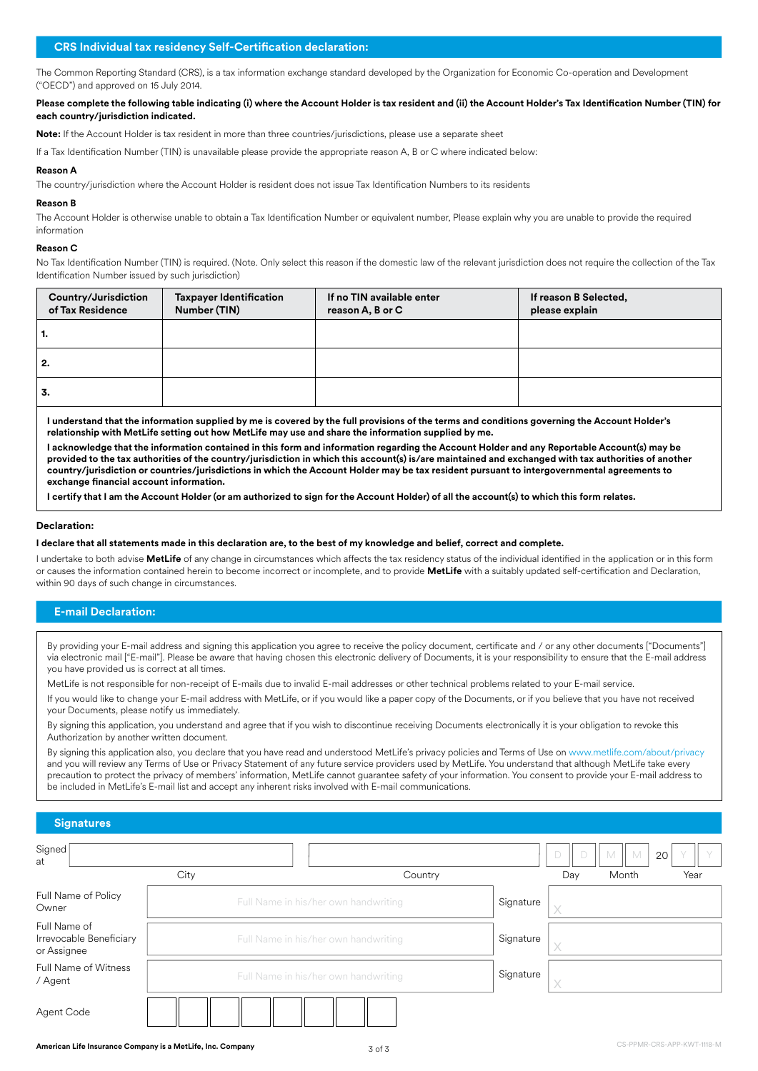## CRS Individual tax residency Self-Certification declaration:

The Common Reporting Standard (CRS), is a tax information exchange standard developed by the Organization for Economic Co-operation and Development ("OECD") and approved on 15 July 2014.

**Please complete the following table indicating (i) where the Account Holder is tax resident and (ii) the Account Holder's Tax Identification Number (TIN) for each country/jurisdiction indicated.**

**Note:** If the Account Holder is tax resident in more than three countries/jurisdictions, please use a separate sheet

If a Tax Identification Number (TIN) is unavailable please provide the appropriate reason A, B or C where indicated below:

**Reason A**

The country/jurisdiction where the Account Holder is resident does not issue Tax Identification Numbers to its residents

**Reason B**

The Account Holder is otherwise unable to obtain a Tax Identification Number or equivalent number, Please explain why you are unable to provide the required information

**Reason C**

No Tax Identification Number (TIN) is required. (Note. Only select this reason if the domestic law of the relevant jurisdiction does not require the collection of the Tax Identification Number issued by such jurisdiction)

| Country/Jurisdiction of Tax Residence | Taxpayer Identification Number (TIN) | If no TIN available enter reason A, B or C | If reason B Selected, please explain |
|---|---|---|---|
| 1. | | | |
| 2. | | | |
| 3. | | | |

**I understand that the information supplied by me is covered by the full provisions of the terms and conditions governing the Account Holder's relationship with MetLife setting out how MetLife may use and share the information supplied by me.**

**I acknowledge that the information contained in this form and information regarding the Account Holder and any Reportable Account(s) may be provided to the tax authorities of the country/jurisdiction in which this account(s) is/are maintained and exchanged with tax authorities of another country/jurisdiction or countries/jurisdictions in which the Account Holder may be tax resident pursuant to intergovernmental agreements to exchange financial account information.**

**I certify that I am the Account Holder (or am authorized to sign for the Account Holder) of all the account(s) to which this form relates.**

**Declaration:**

**I declare that all statements made in this declaration are, to the best of my knowledge and belief, correct and complete.**

I undertake to both advise **MetLife** of any change in circumstances which affects the tax residency status of the individual identified in the application or in this form or causes the information contained herein to become incorrect or incomplete, and to provide **MetLife** with a suitably updated self-certification and Declaration, within 90 days of such change in circumstances.

## E-mail Declaration:

By providing your E-mail address and signing this application you agree to receive the policy document, certificate and / or any other documents ["Documents"] via electronic mail ["E-mail"]. Please be aware that having chosen this electronic delivery of Documents, it is your responsibility to ensure that the E-mail address you have provided us is correct at all times.

MetLife is not responsible for non-receipt of E-mails due to invalid E-mail addresses or other technical problems related to your E-mail service.

If you would like to change your E-mail address with MetLife, or if you would like a paper copy of the Documents, or if you believe that you have not received your Documents, please notify us immediately.

By signing this application, you understand and agree that if you wish to discontinue receiving Documents electronically it is your obligation to revoke this Authorization by another written document.

By signing this application also, you declare that you have read and understood MetLife's privacy policies and Terms of Use on www.metlife.com/about/privacy and you will review any Terms of Use or Privacy Statement of any future service providers used by MetLife. You understand that although MetLife take every precaution to protect the privacy of members' information, MetLife cannot guarantee safety of your information. You consent to provide your E-mail address to be included in MetLife's E-mail list and accept any inherent risks involved with E-mail communications.

## Signatures

| | | | |
|---|---|---|---|
| Signed at | City | Country | D D / M M / 20 Y Y (Day / Month / Year) |
| Full Name of Policy Owner | Full Name in his/her own handwriting | Signature | X |
| Full Name of Irrevocable Beneficiary or Assignee | Full Name in his/her own handwriting | Signature | X |
| Full Name of Witness / Agent | Full Name in his/her own handwriting | Signature | X |
| Agent Code | | | |

American Life Insurance Company is a MetLife, Inc. Company

CS-PPMR-CRS-APP-KWT-1118-M